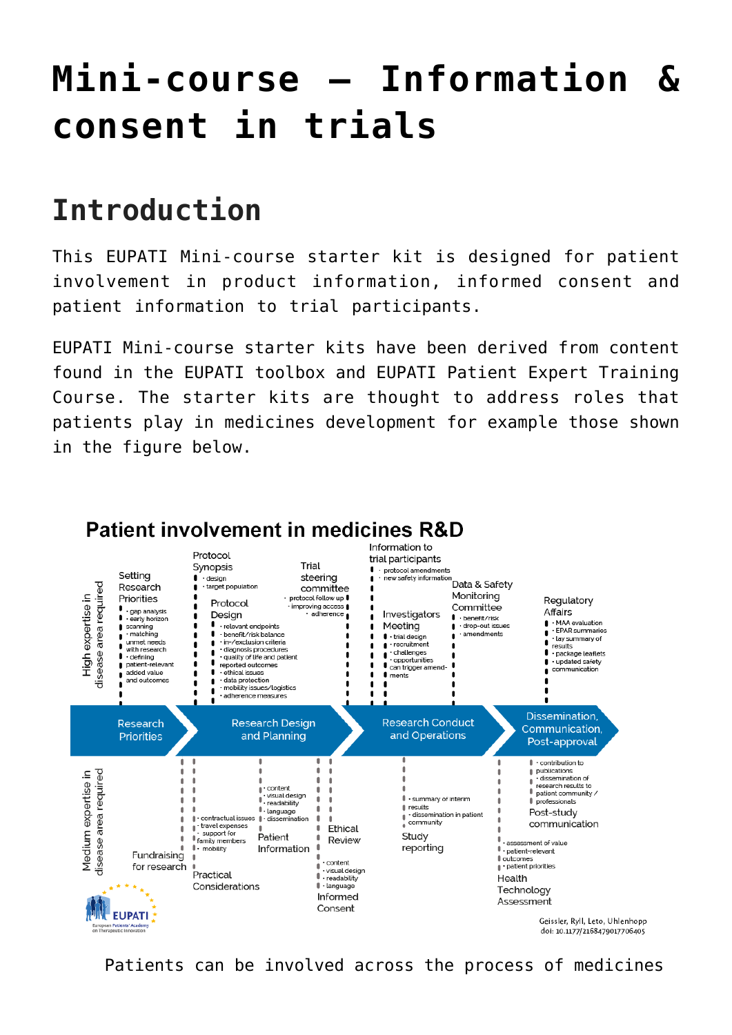# Mini-course – Information & consent in trials

## Introduction

This EUPATI Mini-course starter kit is designed for patient involvement in product information, informed consent and patient information to trial participants.

EUPATI Mini-course starter kits have been derived from content found in the EUPATI toolbox and EUPATI Patient Expert Training Course. The starter kits are thought to address roles that patients play in medicines development for example those shown in the figure below.

**Patient involvement in medicines R&D**

High expertise in disease area required:

- Setting Research Priorities
  - gap analysis
  - early horizon scanning
  - matching unmet needs with research
  - defining patient-relevant added value and outcomes
- Protocol Synopsis
  - design
  - target population
- Protocol Design
  - relevant endpoints
  - benefit/risk balance
  - in-/exclusion criteria
  - diagnosis procedures
  - quality of life and patient reported outcomes
  - ethical issues
  - data protection
  - mobility issues/logistics
  - adherence measures
- Trial steering committee
  - protocol follow up
  - improving access
  - adherence
- Information to trial participants
  - protocol amendments
  - new safety information
- Investigators Meeting
  - trial design
  - recruitment
  - challenges
  - opportunities
  - can trigger amendments
- Data & Safety Monitoring Committee
  - benefit/risk
  - drop-out issues
  - amendments
- Regulatory Affairs
  - MAA evaluation
  - EPAR summaries
  - lay summary of results
  - package leaflets
  - updated safety communication

Research Priorities → Research Design and Planning → Research Conduct and Operations → Dissemination, Communication, Post-approval

Medium expertise in disease area required:

- Fundraising for research
- Practical Considerations
  - contractual issues
  - travel expenses
  - support for family members
  - mobility
- Patient Information
  - content
  - visual design
  - readability
  - language
  - dissemination
- Ethical Review
- Informed Consent
  - content
  - visual design
  - readability
  - language
- Study reporting
  - summary of interim results
  - dissemination in patient community
- Health Technology Assessment
  - assessment of value
  - patient-relevant outcomes
  - patient priorities
- Post-study communication
  - contribution to publications
  - dissemination of research results to patient community / professionals

Geissler, Ryll, Leto, Uhlenhopp doi: 10.1177/2168479017706405

Patients can be involved across the process of medicines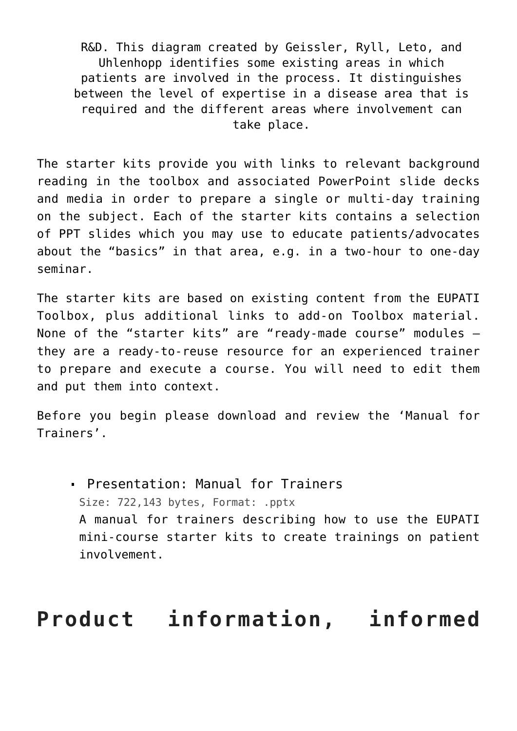R&D. This diagram created by Geissler, Ryll, Leto, and Uhlenhopp identifies some existing areas in which patients are involved in the process. It distinguishes between the level of expertise in a disease area that is required and the different areas where involvement can take place.

The starter kits provide you with links to relevant background reading in the toolbox and associated PowerPoint slide decks and media in order to prepare a single or multi-day training on the subject. Each of the starter kits contains a selection of PPT slides which you may use to educate patients/advocates about the "basics" in that area, e.g. in a two-hour to one-day seminar.

The starter kits are based on existing content from the EUPATI Toolbox, plus additional links to add-on Toolbox material. None of the "starter kits" are "ready-made course" modules – they are a ready-to-reuse resource for an experienced trainer to prepare and execute a course. You will need to edit them and put them into context.

Before you begin please download and review the 'Manual for Trainers'.

- Presentation: Manual for Trainers
  Size: 722,143 bytes, Format: .pptx
  A manual for trainers describing how to use the EUPATI mini-course starter kits to create trainings on patient involvement.

## Product information, informed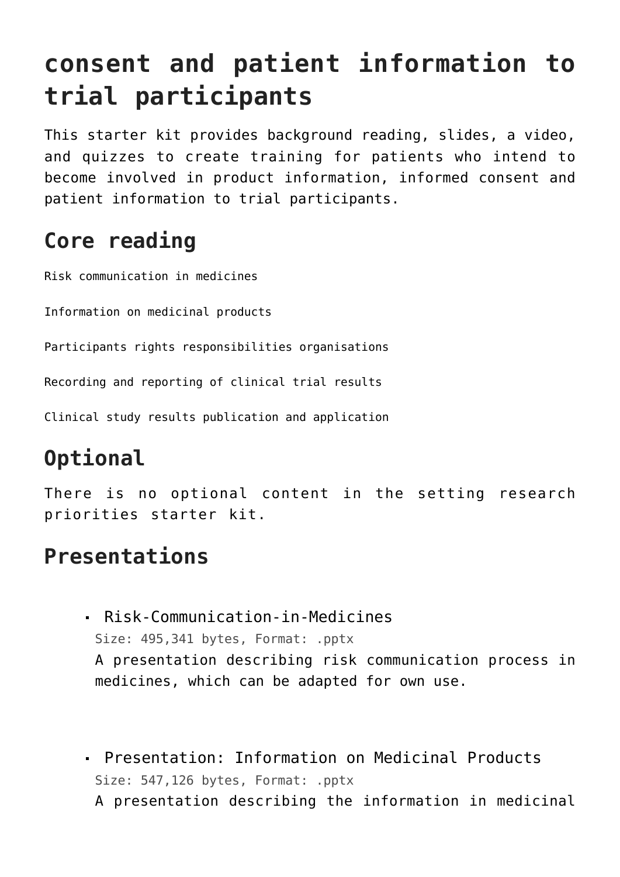# consent and patient information to trial participants

This starter kit provides background reading, slides, a video, and quizzes to create training for patients who intend to become involved in product information, informed consent and patient information to trial participants.

## Core reading

Risk communication in medicines

Information on medicinal products

Participants rights responsibilities organisations

Recording and reporting of clinical trial results

Clinical study results publication and application

## Optional

There is no optional content in the setting research priorities starter kit.

## Presentations

- Risk-Communication-in-Medicines
  Size: 495,341 bytes, Format: .pptx
  A presentation describing risk communication process in medicines, which can be adapted for own use.

- Presentation: Information on Medicinal Products
  Size: 547,126 bytes, Format: .pptx
  A presentation describing the information in medicinal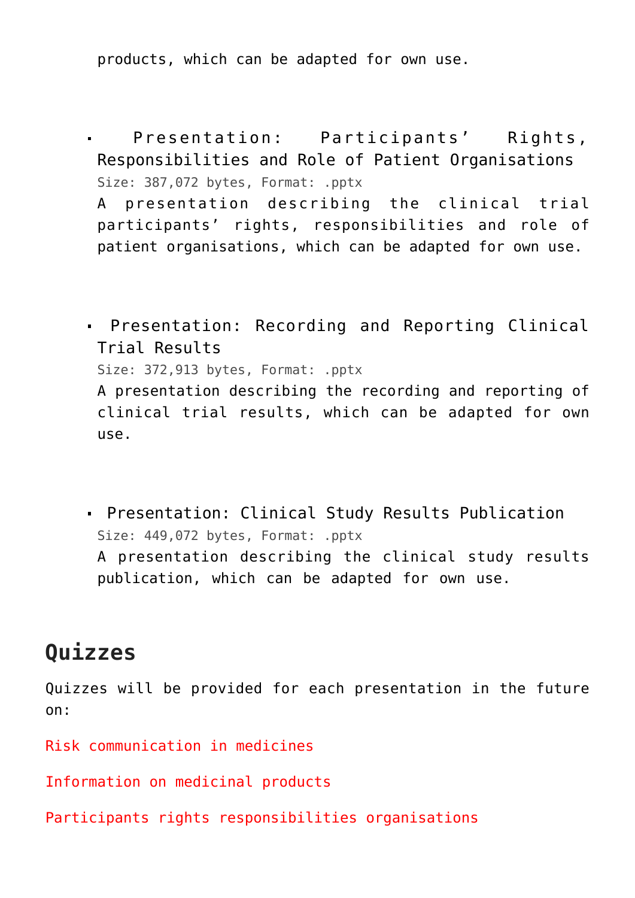products, which can be adapted for own use.

- Presentation: Participants' Rights, Responsibilities and Role of Patient Organisations
  Size: 387,072 bytes, Format: .pptx
  A presentation describing the clinical trial participants' rights, responsibilities and role of patient organisations, which can be adapted for own use.

- Presentation: Recording and Reporting Clinical Trial Results
  Size: 372,913 bytes, Format: .pptx
  A presentation describing the recording and reporting of clinical trial results, which can be adapted for own use.

- Presentation: Clinical Study Results Publication
  Size: 449,072 bytes, Format: .pptx
  A presentation describing the clinical study results publication, which can be adapted for own use.

## Quizzes

Quizzes will be provided for each presentation in the future on:

Risk communication in medicines

Information on medicinal products

Participants rights responsibilities organisations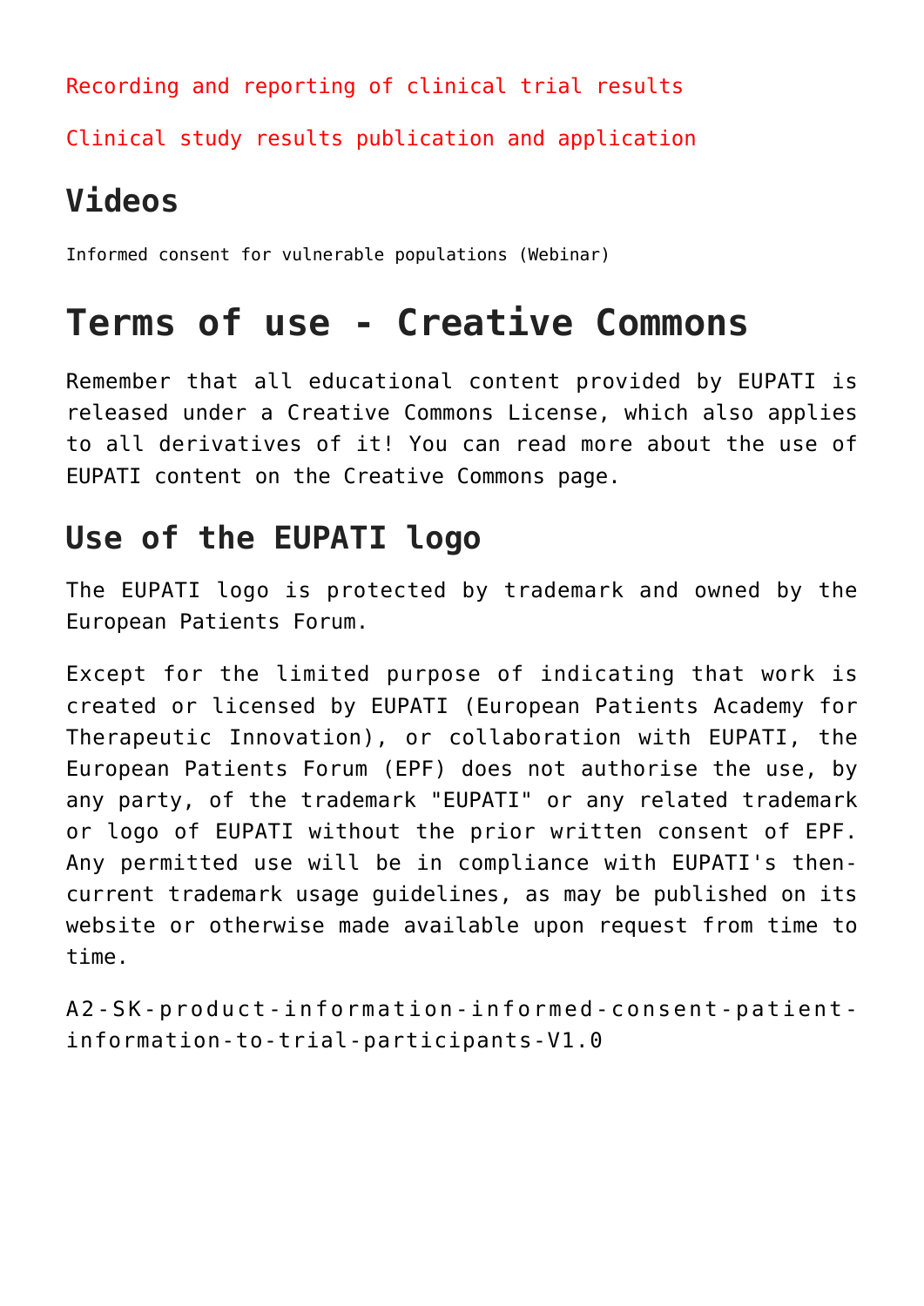Recording and reporting of clinical trial results

Clinical study results publication and application

## Videos

Informed consent for vulnerable populations (Webinar)

# Terms of use - Creative Commons

Remember that all educational content provided by EUPATI is released under a Creative Commons License, which also applies to all derivatives of it! You can read more about the use of EUPATI content on the Creative Commons page.

## Use of the EUPATI logo

The EUPATI logo is protected by trademark and owned by the European Patients Forum.

Except for the limited purpose of indicating that work is created or licensed by EUPATI (European Patients Academy for Therapeutic Innovation), or collaboration with EUPATI, the European Patients Forum (EPF) does not authorise the use, by any party, of the trademark "EUPATI" or any related trademark or logo of EUPATI without the prior written consent of EPF. Any permitted use will be in compliance with EUPATI's then-current trademark usage guidelines, as may be published on its website or otherwise made available upon request from time to time.

A2-SK-product-information-informed-consent-patient-information-to-trial-participants-V1.0